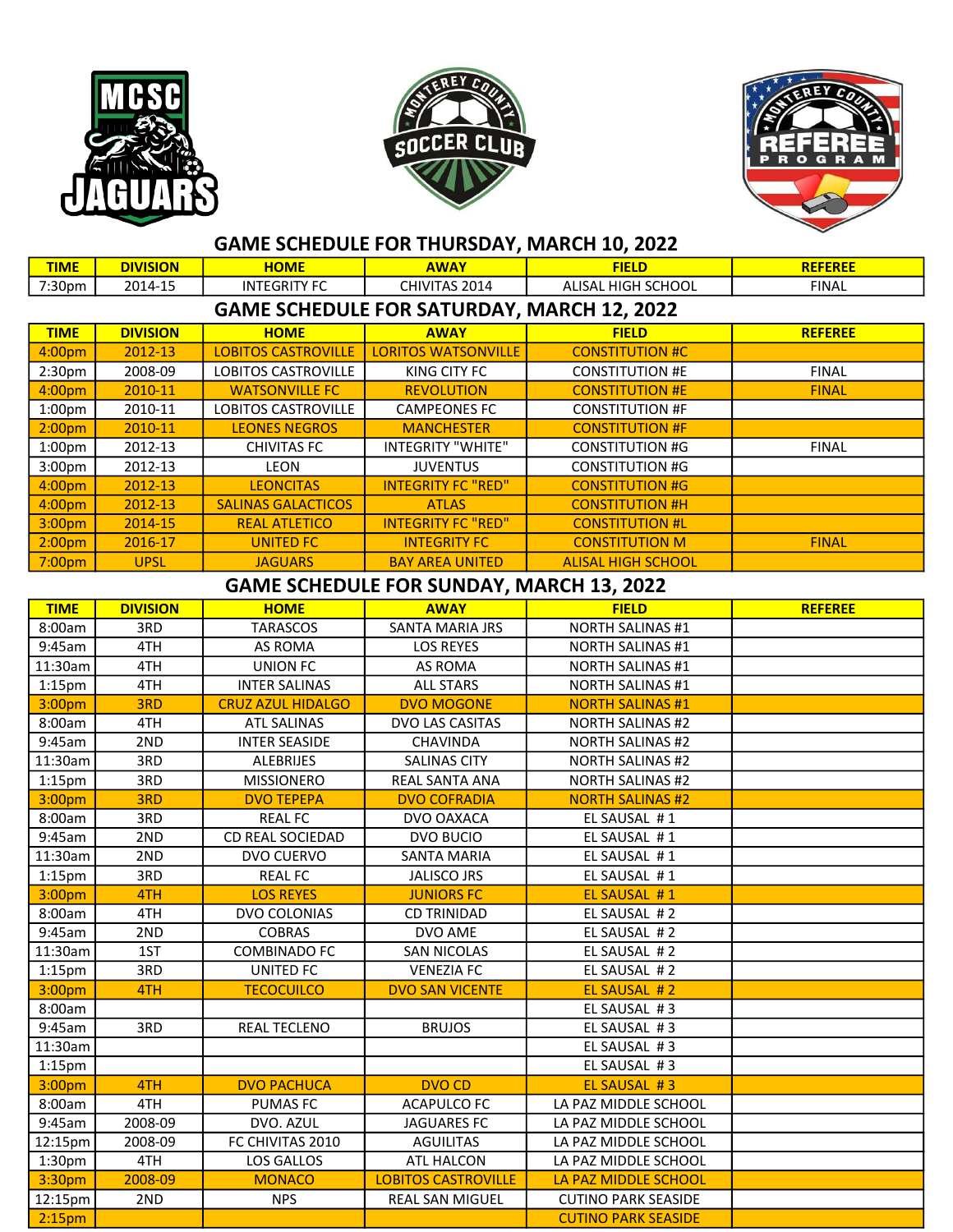## GAME SCHEDULE FOR THURSDAY, MARCH 10, 2022

| TIME | DIVISION | HOME | AWAY | FIELD | REFEREE |
|---|---|---|---|---|---|
| 7:30pm | 2014-15 | INTEGRITY FC | CHIVITAS 2014 | ALISAL HIGH SCHOOL | FINAL |

## GAME SCHEDULE FOR SATURDAY, MARCH 12, 2022

| TIME | DIVISION | HOME | AWAY | FIELD | REFEREE |
|---|---|---|---|---|---|
| 4:00pm | 2012-13 | LOBITOS CASTROVILLE | LORITOS WATSONVILLE | CONSTITUTION #C | |
| 2:30pm | 2008-09 | LOBITOS CASTROVILLE | KING CITY FC | CONSTITUTION #E | FINAL |
| 4:00pm | 2010-11 | WATSONVILLE FC | REVOLUTION | CONSTITUTION #E | FINAL |
| 1:00pm | 2010-11 | LOBITOS CASTROVILLE | CAMPEONES FC | CONSTITUTION #F | |
| 2:00pm | 2010-11 | LEONES NEGROS | MANCHESTER | CONSTITUTION #F | |
| 1:00pm | 2012-13 | CHIVITAS FC | INTEGRITY "WHITE" | CONSTITUTION #G | FINAL |
| 3:00pm | 2012-13 | LEON | JUVENTUS | CONSTITUTION #G | |
| 4:00pm | 2012-13 | LEONCITAS | INTEGRITY FC "RED" | CONSTITUTION #G | |
| 4:00pm | 2012-13 | SALINAS GALACTICOS | ATLAS | CONSTITUTION #H | |
| 3:00pm | 2014-15 | REAL ATLETICO | INTEGRITY FC "RED" | CONSTITUTION #L | |
| 2:00pm | 2016-17 | UNITED FC | INTEGRITY FC | CONSTITUTION M | FINAL |
| 7:00pm | UPSL | JAGUARS | BAY AREA UNITED | ALISAL HIGH SCHOOL | |

## GAME SCHEDULE FOR SUNDAY, MARCH 13, 2022

| TIME | DIVISION | HOME | AWAY | FIELD | REFEREE |
|---|---|---|---|---|---|
| 8:00am | 3RD | TARASCOS | SANTA MARIA JRS | NORTH SALINAS #1 | |
| 9:45am | 4TH | AS ROMA | LOS REYES | NORTH SALINAS #1 | |
| 11:30am | 4TH | UNION FC | AS ROMA | NORTH SALINAS #1 | |
| 1:15pm | 4TH | INTER SALINAS | ALL STARS | NORTH SALINAS #1 | |
| 3:00pm | 3RD | CRUZ AZUL HIDALGO | DVO MOGONE | NORTH SALINAS #1 | |
| 8:00am | 4TH | ATL SALINAS | DVO LAS CASITAS | NORTH SALINAS #2 | |
| 9:45am | 2ND | INTER SEASIDE | CHAVINDA | NORTH SALINAS #2 | |
| 11:30am | 3RD | ALEBRIJES | SALINAS CITY | NORTH SALINAS #2 | |
| 1:15pm | 3RD | MISSIONERO | REAL SANTA ANA | NORTH SALINAS #2 | |
| 3:00pm | 3RD | DVO TEPEPA | DVO COFRADIA | NORTH SALINAS #2 | |
| 8:00am | 3RD | REAL FC | DVO OAXACA | EL SAUSAL # 1 | |
| 9:45am | 2ND | CD REAL SOCIEDAD | DVO BUCIO | EL SAUSAL # 1 | |
| 11:30am | 2ND | DVO CUERVO | SANTA MARIA | EL SAUSAL # 1 | |
| 1:15pm | 3RD | REAL FC | JALISCO JRS | EL SAUSAL # 1 | |
| 3:00pm | 4TH | LOS REYES | JUNIORS FC | EL SAUSAL # 1 | |
| 8:00am | 4TH | DVO COLONIAS | CD TRINIDAD | EL SAUSAL # 2 | |
| 9:45am | 2ND | COBRAS | DVO AME | EL SAUSAL # 2 | |
| 11:30am | 1ST | COMBINADO FC | SAN NICOLAS | EL SAUSAL # 2 | |
| 1:15pm | 3RD | UNITED FC | VENEZIA FC | EL SAUSAL # 2 | |
| 3:00pm | 4TH | TECOCUILCO | DVO SAN VICENTE | EL SAUSAL # 2 | |
| 8:00am | | | | EL SAUSAL # 3 | |
| 9:45am | 3RD | REAL TECLENO | BRUJOS | EL SAUSAL # 3 | |
| 11:30am | | | | EL SAUSAL # 3 | |
| 1:15pm | | | | EL SAUSAL # 3 | |
| 3:00pm | 4TH | DVO PACHUCA | DVO CD | EL SAUSAL # 3 | |
| 8:00am | 4TH | PUMAS FC | ACAPULCO FC | LA PAZ MIDDLE SCHOOL | |
| 9:45am | 2008-09 | DVO. AZUL | JAGUARES FC | LA PAZ MIDDLE SCHOOL | |
| 12:15pm | 2008-09 | FC CHIVITAS 2010 | AGUILITAS | LA PAZ MIDDLE SCHOOL | |
| 1:30pm | 4TH | LOS GALLOS | ATL HALCON | LA PAZ MIDDLE SCHOOL | |
| 3:30pm | 2008-09 | MONACO | LOBITOS CASTROVILLE | LA PAZ MIDDLE SCHOOL | |
| 12:15pm | 2ND | NPS | REAL SAN MIGUEL | CUTINO PARK SEASIDE | |
| 2:15pm | | | | CUTINO PARK SEASIDE | |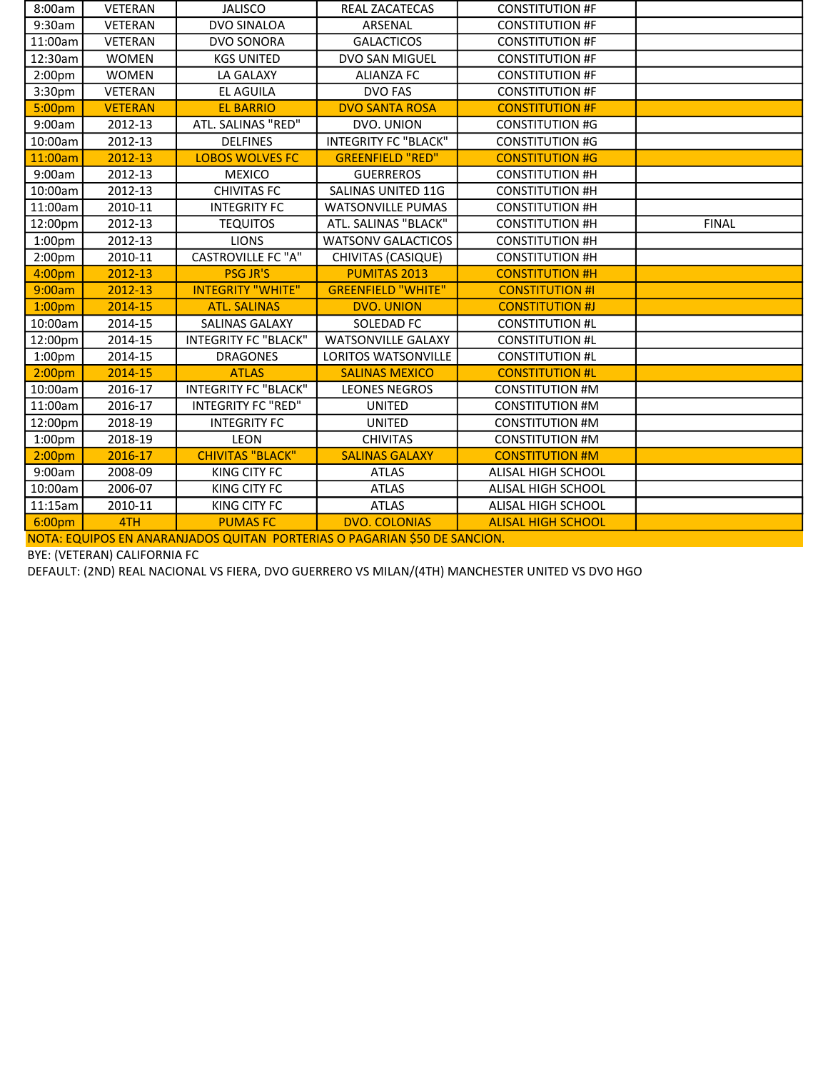| | | | | | |
|---|---|---|---|---|---|
| 8:00am | VETERAN | JALISCO | REAL ZACATECAS | CONSTITUTION #F | |
| 9:30am | VETERAN | DVO SINALOA | ARSENAL | CONSTITUTION #F | |
| 11:00am | VETERAN | DVO SONORA | GALACTICOS | CONSTITUTION #F | |
| 12:30am | WOMEN | KGS UNITED | DVO SAN MIGUEL | CONSTITUTION #F | |
| 2:00pm | WOMEN | LA GALAXY | ALIANZA FC | CONSTITUTION #F | |
| 3:30pm | VETERAN | EL AGUILA | DVO FAS | CONSTITUTION #F | |
| 5:00pm | VETERAN | EL BARRIO | DVO SANTA ROSA | CONSTITUTION #F | |
| 9:00am | 2012-13 | ATL. SALINAS "RED" | DVO. UNION | CONSTITUTION #G | |
| 10:00am | 2012-13 | DELFINES | INTEGRITY FC "BLACK" | CONSTITUTION #G | |
| 11:00am | 2012-13 | LOBOS WOLVES FC | GREENFIELD "RED" | CONSTITUTION #G | |
| 9:00am | 2012-13 | MEXICO | GUERREROS | CONSTITUTION #H | |
| 10:00am | 2012-13 | CHIVITAS FC | SALINAS UNITED 11G | CONSTITUTION #H | |
| 11:00am | 2010-11 | INTEGRITY FC | WATSONVILLE PUMAS | CONSTITUTION #H | |
| 12:00pm | 2012-13 | TEQUITOS | ATL. SALINAS "BLACK" | CONSTITUTION #H | FINAL |
| 1:00pm | 2012-13 | LIONS | WATSONV GALACTICOS | CONSTITUTION #H | |
| 2:00pm | 2010-11 | CASTROVILLE FC "A" | CHIVITAS (CASIQUE) | CONSTITUTION #H | |
| 4:00pm | 2012-13 | PSG JR'S | PUMITAS 2013 | CONSTITUTION #H | |
| 9:00am | 2012-13 | INTEGRITY "WHITE" | GREENFIELD "WHITE" | CONSTITUTION #I | |
| 1:00pm | 2014-15 | ATL. SALINAS | DVO. UNION | CONSTITUTION #J | |
| 10:00am | 2014-15 | SALINAS GALAXY | SOLEDAD FC | CONSTITUTION #L | |
| 12:00pm | 2014-15 | INTEGRITY FC "BLACK" | WATSONVILLE GALAXY | CONSTITUTION #L | |
| 1:00pm | 2014-15 | DRAGONES | LORITOS WATSONVILLE | CONSTITUTION #L | |
| 2:00pm | 2014-15 | ATLAS | SALINAS MEXICO | CONSTITUTION #L | |
| 10:00am | 2016-17 | INTEGRITY FC "BLACK" | LEONES NEGROS | CONSTITUTION #M | |
| 11:00am | 2016-17 | INTEGRITY FC "RED" | UNITED | CONSTITUTION #M | |
| 12:00pm | 2018-19 | INTEGRITY FC | UNITED | CONSTITUTION #M | |
| 1:00pm | 2018-19 | LEON | CHIVITAS | CONSTITUTION #M | |
| 2:00pm | 2016-17 | CHIVITAS "BLACK" | SALINAS GALAXY | CONSTITUTION #M | |
| 9:00am | 2008-09 | KING CITY FC | ATLAS | ALISAL HIGH SCHOOL | |
| 10:00am | 2006-07 | KING CITY FC | ATLAS | ALISAL HIGH SCHOOL | |
| 11:15am | 2010-11 | KING CITY FC | ATLAS | ALISAL HIGH SCHOOL | |
| 6:00pm | 4TH | PUMAS FC | DVO. COLONIAS | ALISAL HIGH SCHOOL | |

NOTA: EQUIPOS EN ANARANJADOS QUITAN PORTERIAS O PAGARIAN $50 DE SANCION.

BYE: (VETERAN) CALIFORNIA FC

DEFAULT: (2ND) REAL NACIONAL VS FIERA, DVO GUERRERO VS MILAN/(4TH) MANCHESTER UNITED VS DVO HGO